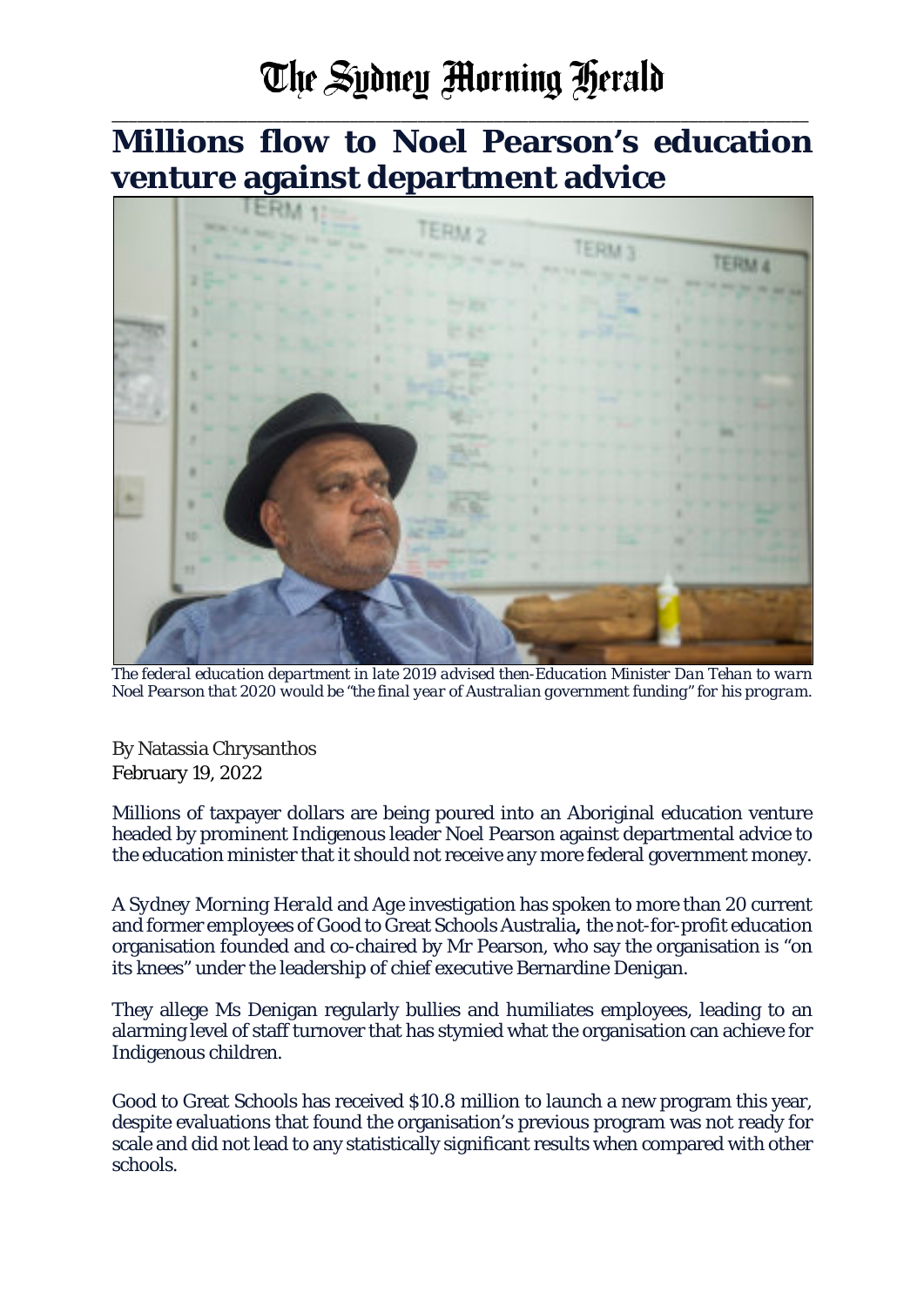# The Sydney Morning Herald

## Millions flow to Noel Pearson's education venture against department advice

*The federal education department in late 2019 advised then-Education Minister Dan Tehan to warn Noel Pearson that 2020 would be "the final year of Australian government funding" for his program.*

By Natassia Chrysanthos
February 19, 2022

Millions of taxpayer dollars are being poured into an Aboriginal education venture headed by prominent Indigenous leader Noel Pearson against departmental advice to the education minister that it should not receive any more federal government money.

A *Sydney Morning Herald* and *Age* investigation has spoken to more than 20 current and former employees of Good to Great Schools Australia**,** the not-for-profit education organisation founded and co-chaired by Mr Pearson, who say the organisation is "on its knees" under the leadership of chief executive Bernardine Denigan.

They allege Ms Denigan regularly bullies and humiliates employees, leading to an alarming level of staff turnover that has stymied what the organisation can achieve for Indigenous children.

Good to Great Schools has received $10.8 million to launch a new program this year, despite evaluations that found the organisation's previous program was not ready for scale and did not lead to any statistically significant results when compared with other schools.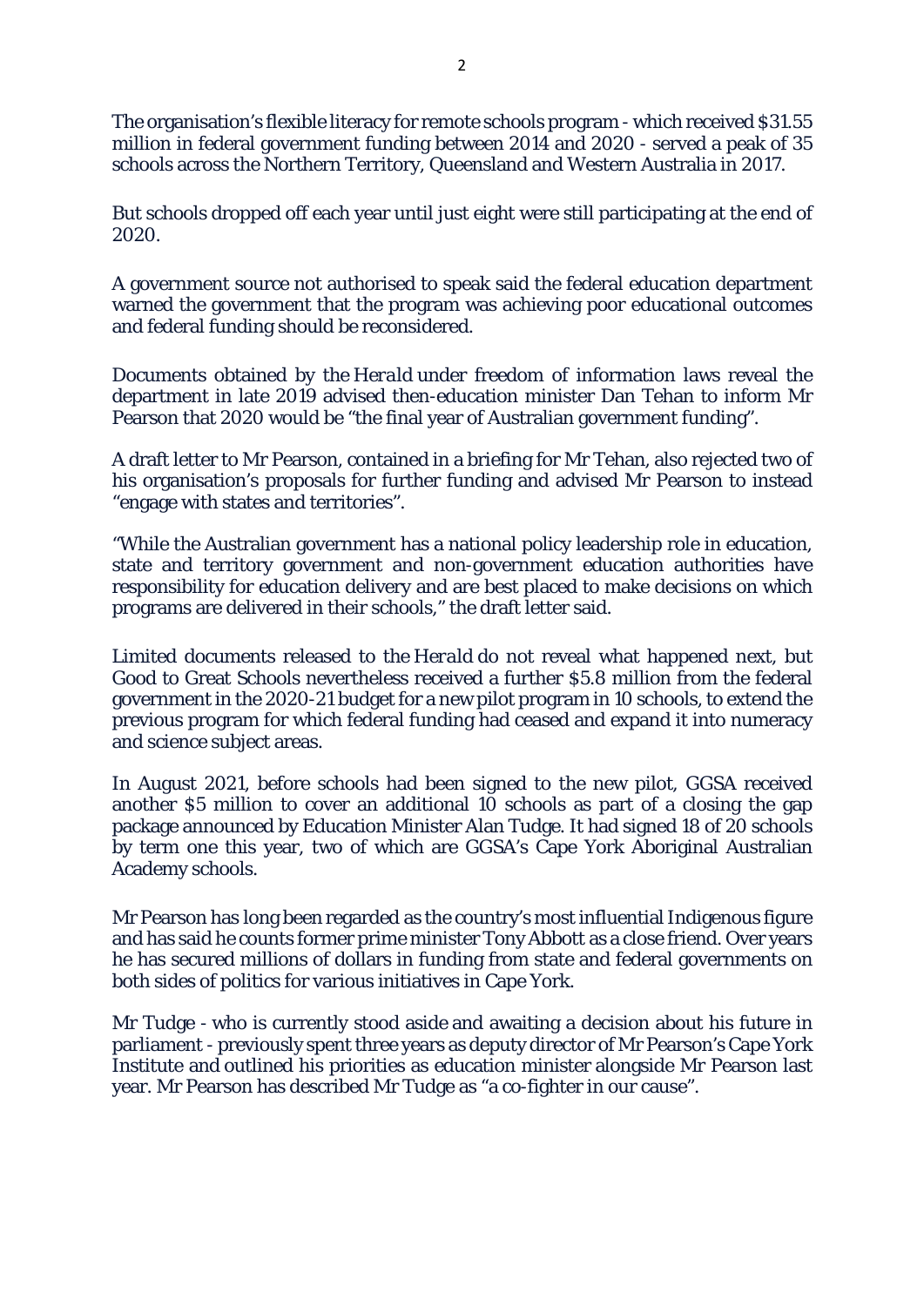The organisation's flexible literacy for remote schools program - which received $31.55 million in federal government funding between 2014 and 2020 - served a peak of 35 schools across the Northern Territory, Queensland and Western Australia in 2017.

But schools dropped off each year until just eight were still participating at the end of 2020.

A government source not authorised to speak said the federal education department warned the government that the program was achieving poor educational outcomes and federal funding should be reconsidered.

Documents obtained by the *Herald* under freedom of information laws reveal the department in late 2019 advised then-education minister Dan Tehan to inform Mr Pearson that 2020 would be "the final year of Australian government funding".

A draft letter to Mr Pearson, contained in a briefing for Mr Tehan, also rejected two of his organisation's proposals for further funding and advised Mr Pearson to instead "engage with states and territories".

"While the Australian government has a national policy leadership role in education, state and territory government and non-government education authorities have responsibility for education delivery and are best placed to make decisions on which programs are delivered in their schools," the draft letter said.

Limited documents released to the *Herald* do not reveal what happened next, but Good to Great Schools nevertheless received a further $5.8 million from the federal government in the 2020-21 budget for a new pilot program in 10 schools, to extend the previous program for which federal funding had ceased and expand it into numeracy and science subject areas.

In August 2021, before schools had been signed to the new pilot, GGSA received another $5 million to cover an additional 10 schools as part of a closing the gap package announced by Education Minister Alan Tudge. It had signed 18 of 20 schools by term one this year, two of which are GGSA's Cape York Aboriginal Australian Academy schools.

Mr Pearson has long been regarded as the country's most influential Indigenous figure and has said he counts former prime minister Tony Abbott as a close friend. Over years he has secured millions of dollars in funding from state and federal governments on both sides of politics for various initiatives in Cape York.

Mr Tudge - who is currently stood aside and awaiting a decision about his future in parliament - previously spent three years as deputy director of Mr Pearson's Cape York Institute and outlined his priorities as education minister alongside Mr Pearson last year. Mr Pearson has described Mr Tudge as "a co-fighter in our cause".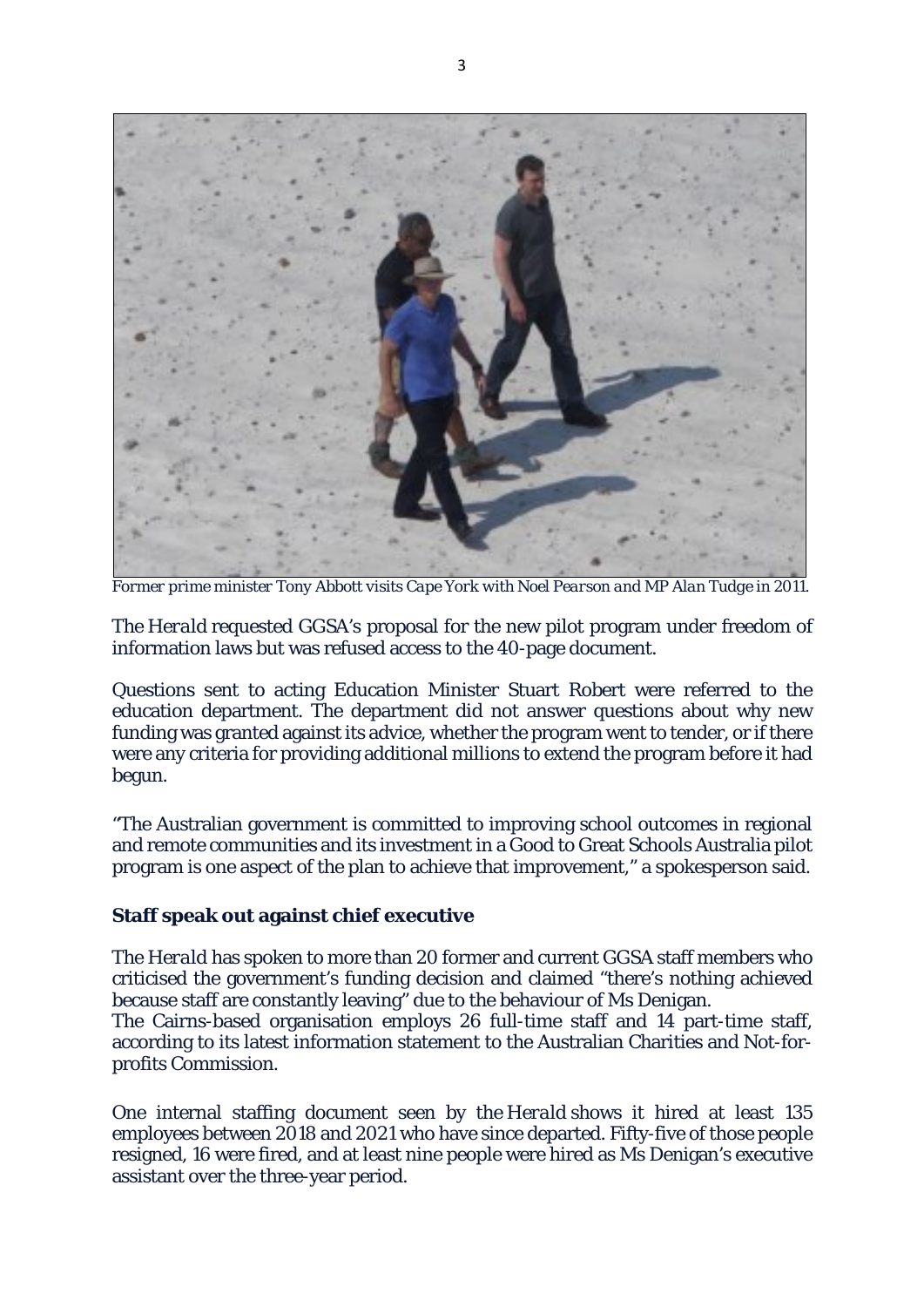*Former prime minister Tony Abbott visits Cape York with Noel Pearson and MP Alan Tudge in 2011.*

The *Herald* requested GGSA's proposal for the new pilot program under freedom of information laws but was refused access to the 40-page document.

Questions sent to acting Education Minister Stuart Robert were referred to the education department. The department did not answer questions about why new funding was granted against its advice, whether the program went to tender, or if there were any criteria for providing additional millions to extend the program before it had begun.

"The Australian government is committed to improving school outcomes in regional and remote communities and its investment in a Good to Great Schools Australia pilot program is one aspect of the plan to achieve that improvement," a spokesperson said.

**Staff speak out against chief executive**

The *Herald* has spoken to more than 20 former and current GGSA staff members who criticised the government's funding decision and claimed "there's nothing achieved because staff are constantly leaving" due to the behaviour of Ms Denigan.
The Cairns-based organisation employs 26 full-time staff and 14 part-time staff, according to its latest information statement to the Australian Charities and Not-for-profits Commission.

One internal staffing document seen by the *Herald* shows it hired at least 135 employees between 2018 and 2021 who have since departed. Fifty-five of those people resigned, 16 were fired, and at least nine people were hired as Ms Denigan's executive assistant over the three-year period.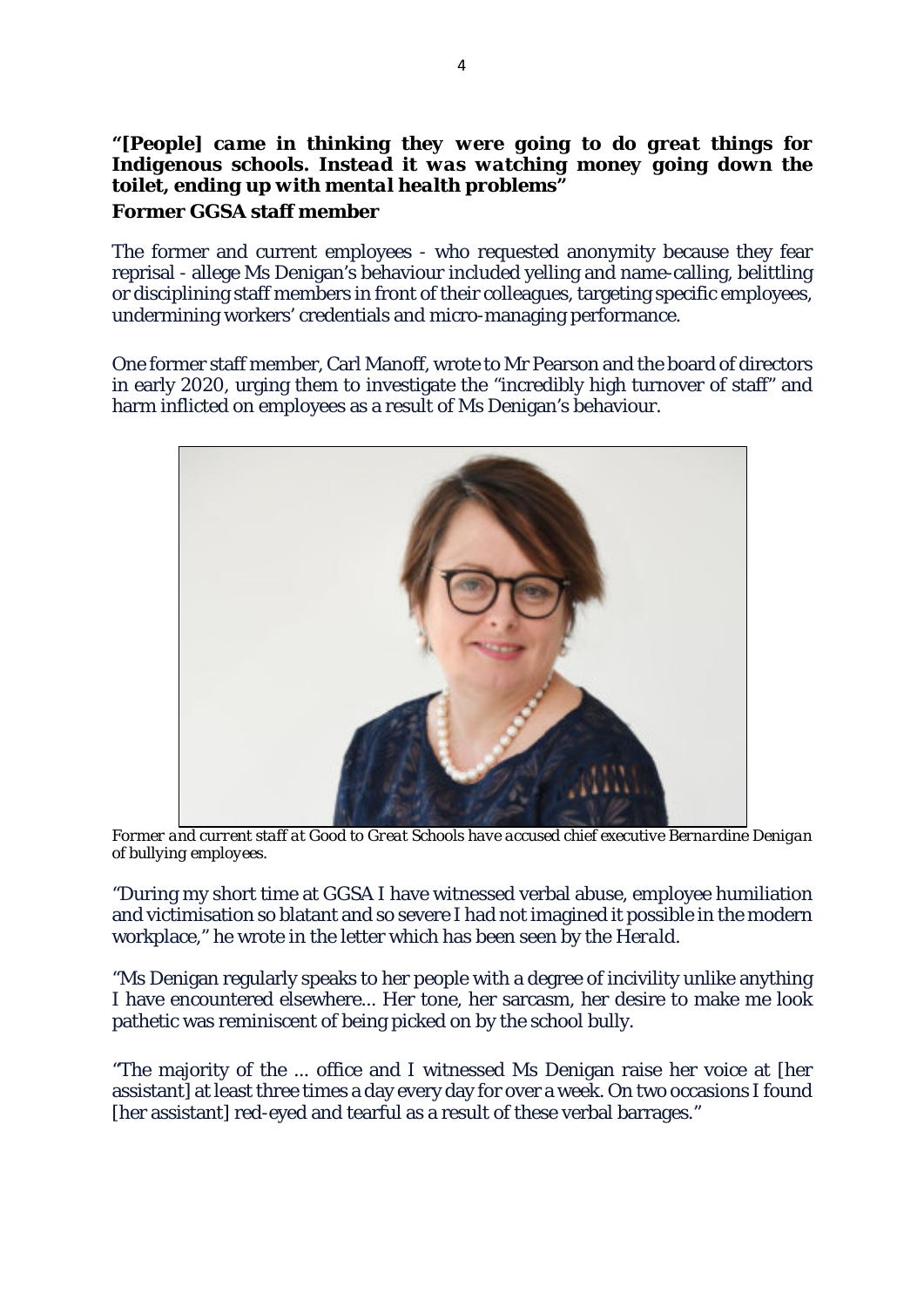***"[People] came in thinking they were going to do great things for Indigenous schools. Instead it was watching money going down the toilet, ending up with mental health problems"***

**Former GGSA staff member**

The former and current employees - who requested anonymity because they fear reprisal - allege Ms Denigan's behaviour included yelling and name-calling, belittling or disciplining staff members in front of their colleagues, targeting specific employees, undermining workers' credentials and micro-managing performance.

One former staff member, Carl Manoff, wrote to Mr Pearson and the board of directors in early 2020, urging them to investigate the "incredibly high turnover of staff" and harm inflicted on employees as a result of Ms Denigan's behaviour.

*Former and current staff at Good to Great Schools have accused chief executive Bernardine Denigan of bullying employees.*

"During my short time at GGSA I have witnessed verbal abuse, employee humiliation and victimisation so blatant and so severe I had not imagined it possible in the modern workplace," he wrote in the letter which has been seen by the *Herald*.

"Ms Denigan regularly speaks to her people with a degree of incivility unlike anything I have encountered elsewhere... Her tone, her sarcasm, her desire to make me look pathetic was reminiscent of being picked on by the school bully.

"The majority of the ... office and I witnessed Ms Denigan raise her voice at [her assistant] at least three times a day every day for over a week. On two occasions I found [her assistant] red-eyed and tearful as a result of these verbal barrages."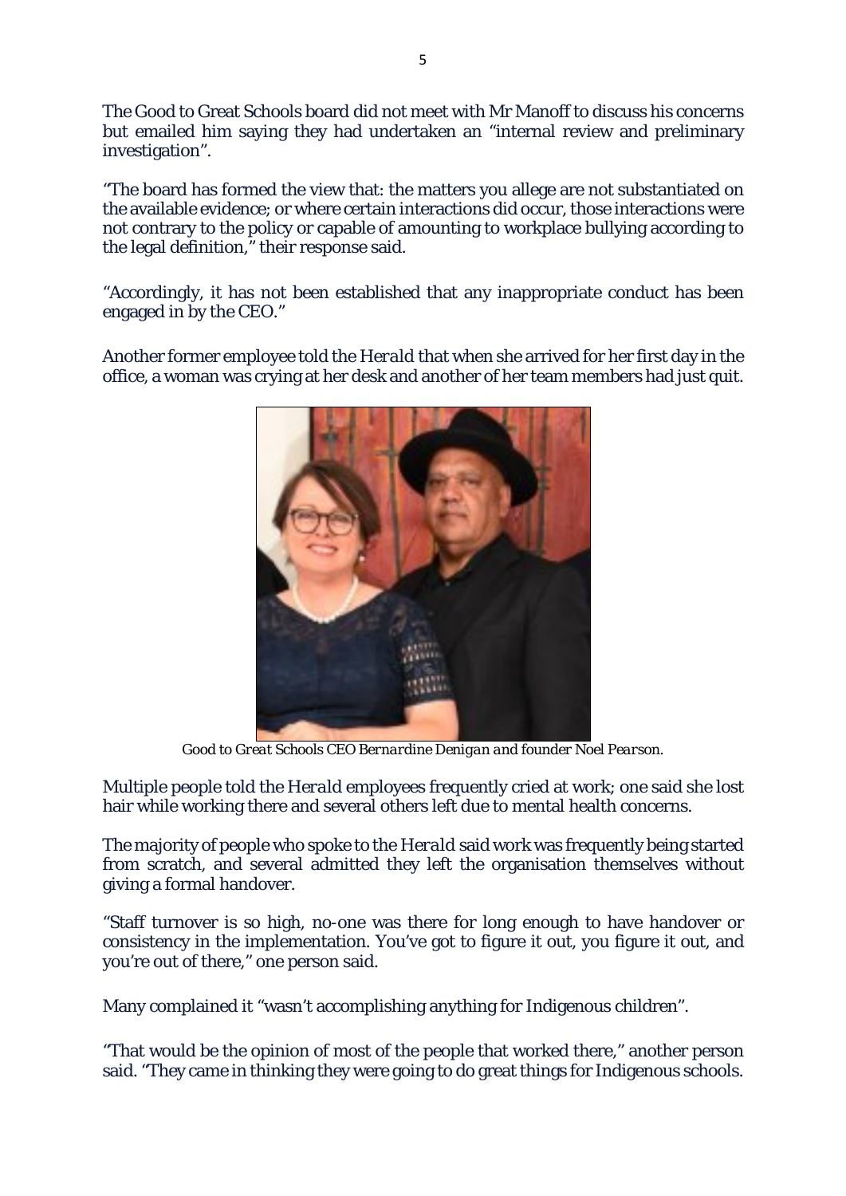The Good to Great Schools board did not meet with Mr Manoff to discuss his concerns but emailed him saying they had undertaken an "internal review and preliminary investigation".

"The board has formed the view that: the matters you allege are not substantiated on the available evidence; or where certain interactions did occur, those interactions were not contrary to the policy or capable of amounting to workplace bullying according to the legal definition," their response said.

"Accordingly, it has not been established that any inappropriate conduct has been engaged in by the CEO."

Another former employee told the *Herald* that when she arrived for her first day in the office, a woman was crying at her desk and another of her team members had just quit.

*Good to Great Schools CEO Bernardine Denigan and founder Noel Pearson.*

Multiple people told the *Herald* employees frequently cried at work; one said she lost hair while working there and several others left due to mental health concerns.

The majority of people who spoke to the *Herald* said work was frequently being started from scratch, and several admitted they left the organisation themselves without giving a formal handover.

"Staff turnover is so high, no-one was there for long enough to have handover or consistency in the implementation. You've got to figure it out, you figure it out, and you're out of there," one person said.

Many complained it "wasn't accomplishing anything for Indigenous children".

"That would be the opinion of most of the people that worked there," another person said. "They came in thinking they were going to do great things for Indigenous schools.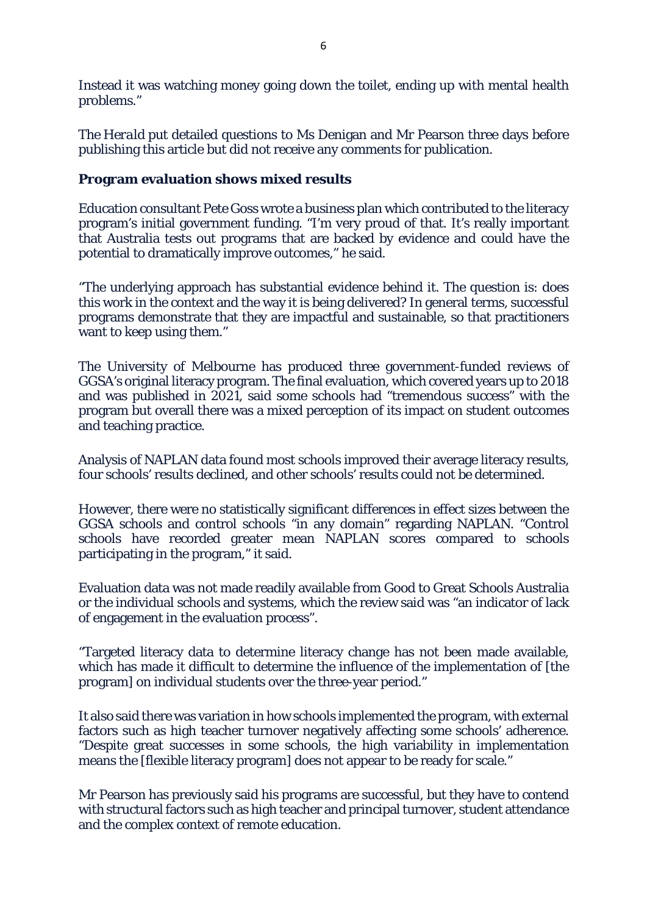Instead it was watching money going down the toilet, ending up with mental health problems."

The *Herald* put detailed questions to Ms Denigan and Mr Pearson three days before publishing this article but did not receive any comments for publication.

### Program evaluation shows mixed results

Education consultant Pete Goss wrote a business plan which contributed to the literacy program's initial government funding. "I'm very proud of that. It's really important that Australia tests out programs that are backed by evidence and could have the potential to dramatically improve outcomes," he said.

"The underlying approach has substantial evidence behind it. The question is: does this work in the context and the way it is being delivered? In general terms, successful programs demonstrate that they are impactful and sustainable, so that practitioners want to keep using them."

The University of Melbourne has produced three government-funded reviews of GGSA's original literacy program. The final evaluation, which covered years up to 2018 and was published in 2021, said some schools had "tremendous success" with the program but overall there was a mixed perception of its impact on student outcomes and teaching practice.

Analysis of NAPLAN data found most schools improved their average literacy results, four schools' results declined, and other schools' results could not be determined.

However, there were no statistically significant differences in effect sizes between the GGSA schools and control schools "in any domain" regarding NAPLAN. "Control schools have recorded greater mean NAPLAN scores compared to schools participating in the program," it said.

Evaluation data was not made readily available from Good to Great Schools Australia or the individual schools and systems, which the review said was "an indicator of lack of engagement in the evaluation process".

"Targeted literacy data to determine literacy change has not been made available, which has made it difficult to determine the influence of the implementation of [the program] on individual students over the three-year period."

It also said there was variation in how schools implemented the program, with external factors such as high teacher turnover negatively affecting some schools' adherence. "Despite great successes in some schools, the high variability in implementation means the [flexible literacy program] does not appear to be ready for scale."

Mr Pearson has previously said his programs are successful, but they have to contend with structural factors such as high teacher and principal turnover, student attendance and the complex context of remote education.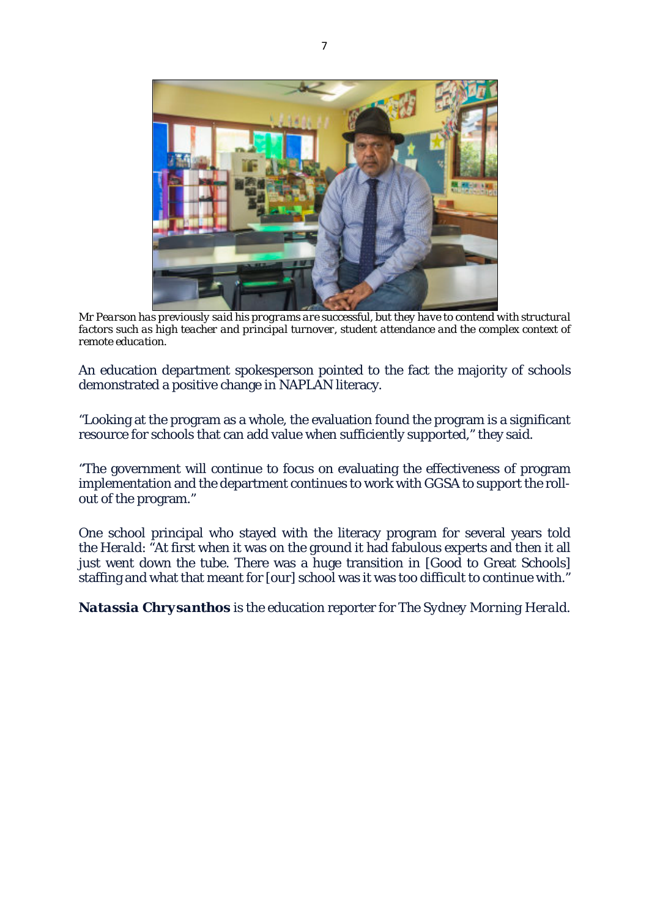*Mr Pearson has previously said his programs are successful, but they have to contend with structural factors such as high teacher and principal turnover, student attendance and the complex context of remote education.*

An education department spokesperson pointed to the fact the majority of schools demonstrated a positive change in NAPLAN literacy.

"Looking at the program as a whole, the evaluation found the program is a significant resource for schools that can add value when sufficiently supported," they said.

"The government will continue to focus on evaluating the effectiveness of program implementation and the department continues to work with GGSA to support the roll-out of the program."

One school principal who stayed with the literacy program for several years told the *Herald*: "At first when it was on the ground it had fabulous experts and then it all just went down the tube. There was a huge transition in [Good to Great Schools] staffing and what that meant for [our] school was it was too difficult to continue with."

***Natassia Chrysanthos*** is the education reporter for *The Sydney Morning Herald*.